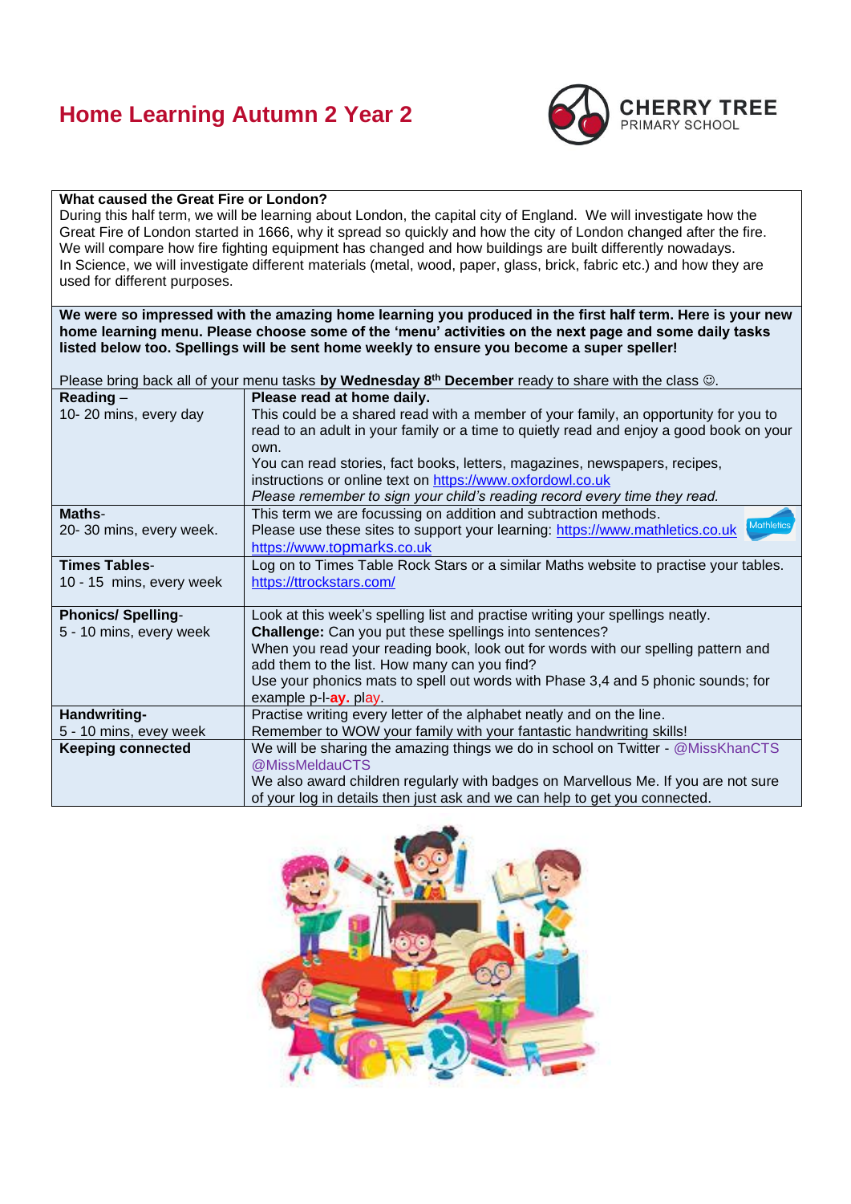# Home Learning Autumn 2 Year 2

CHERRY TREE
PRIMARY SCHOOL

**What caused the Great Fire or London?**
During this half term, we will be learning about London, the capital city of England. We will investigate how the Great Fire of London started in 1666, why it spread so quickly and how the city of London changed after the fire. We will compare how fire fighting equipment has changed and how buildings are built differently nowadays.
In Science, we will investigate different materials (metal, wood, paper, glass, brick, fabric etc.) and how they are used for different purposes.

**We were so impressed with the amazing home learning you produced in the first half term. Here is your new home learning menu. Please choose some of the 'menu' activities on the next page and some daily tasks listed below too. Spellings will be sent home weekly to ensure you become a super speller!**

Please bring back all of your menu tasks **by Wednesday 8th December** ready to share with the class ☺.

| | |
|---|---|
| **Reading** – 10- 20 mins, every day | **Please read at home daily.** This could be a shared read with a member of your family, an opportunity for you to read to an adult in your family or a time to quietly read and enjoy a good book on your own. You can read stories, fact books, letters, magazines, newspapers, recipes, instructions or online text on https://www.oxfordowl.co.uk *Please remember to sign your child's reading record every time they read.* |
| **Maths**- 20- 30 mins, every week. | This term we are focussing on addition and subtraction methods. Please use these sites to support your learning: https://www.mathletics.co.uk https://www.topmarks.co.uk |
| **Times Tables**- 10 - 15 mins, every week | Log on to Times Table Rock Stars or a similar Maths website to practise your tables. https://ttrockstars.com/ |
| **Phonics/ Spelling**- 5 - 10 mins, every week | Look at this week's spelling list and practise writing your spellings neatly. **Challenge:** Can you put these spellings into sentences? When you read your reading book, look out for words with our spelling pattern and add them to the list. How many can you find? Use your phonics mats to spell out words with Phase 3,4 and 5 phonic sounds; for example p-l-**ay.** play. |
| **Handwriting**- 5 - 10 mins, evey week | Practise writing every letter of the alphabet neatly and on the line. Remember to WOW your family with your fantastic handwriting skills! |
| **Keeping connected** | We will be sharing the amazing things we do in school on Twitter - @MissKhanCTS @MissMeldauCTS We also award children regularly with badges on Marvellous Me. If you are not sure of your log in details then just ask and we can help to get you connected. |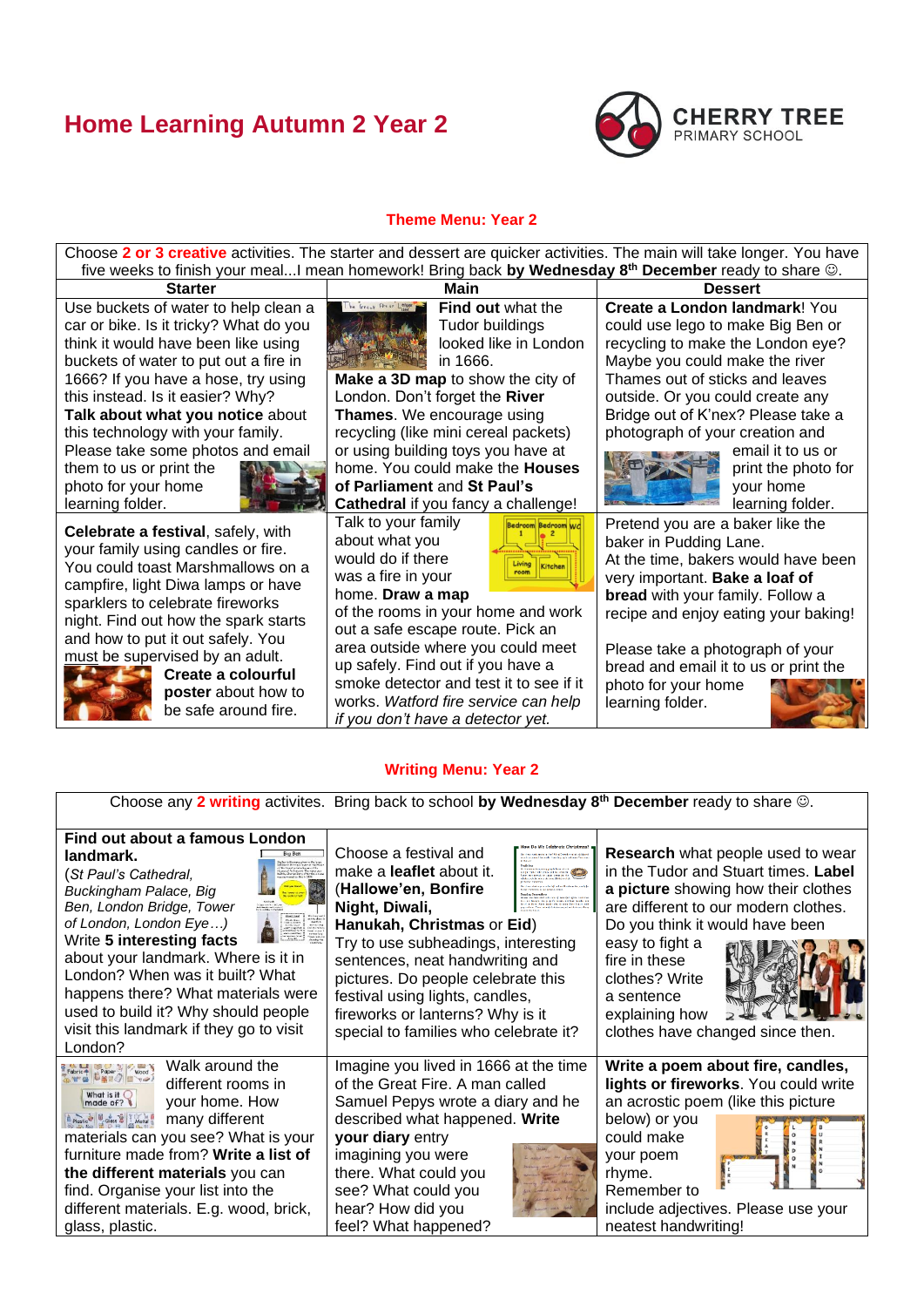# Home Learning Autumn 2 Year 2

CHERRY TREE PRIMARY SCHOOL

## Theme Menu: Year 2

Choose **2 or 3 creative** activities. The starter and dessert are quicker activities. The main will take longer. You have five weeks to finish your meal...I mean homework! Bring back **by Wednesday 8th December** ready to share ☺.

| Starter | Main | Dessert |
|---|---|---|
| Use buckets of water to help clean a car or bike. Is it tricky? What do you think it would have been like using buckets of water to put out a fire in 1666? If you have a hose, try using this instead. Is it easier? Why? **Talk about what you notice** about this technology with your family. Please take some photos and email them to us or print the photo for your home learning folder. | **Find out** what the Tudor buildings looked like in London in 1666. **Make a 3D map** to show the city of London. Don't forget the **River Thames**. We encourage using recycling (like mini cereal packets) or using building toys you have at home. You could make the **Houses of Parliament** and **St Paul's Cathedral** if you fancy a challenge! | **Create a London landmark**! You could use lego to make Big Ben or recycling to make the London eye? Maybe you could make the river Thames out of sticks and leaves outside. Or you could create any Bridge out of K'nex? Please take a photograph of your creation and email it to us or print the photo for your home learning folder. |
| **Celebrate a festival**, safely, with your family using candles or fire. You could toast Marshmallows on a campfire, light Diwa lamps or have sparklers to celebrate fireworks night. Find out how the spark starts and how to put it out safely. You must be supervised by an adult. **Create a colourful poster** about how to be safe around fire. | Talk to your family about what you would do if there was a fire in your home. **Draw a map** of the rooms in your home and work out a safe escape route. Pick an area outside where you could meet up safely. Find out if you have a smoke detector and test it to see if it works. *Watford fire service can help if you don't have a detector yet.* | Pretend you are a baker like the baker in Pudding Lane. At the time, bakers would have been very important. **Bake a loaf of bread** with your family. Follow a recipe and enjoy eating your baking! Please take a photograph of your bread and email it to us or print the photo for your home learning folder. |

## Writing Menu: Year 2

Choose any **2 writing** activites. Bring back to school **by Wednesday 8th December** ready to share ☺.

| | | |
|---|---|---|
| **Find out about a famous London landmark.** (*St Paul's Cathedral, Buckingham Palace, Big Ben, London Bridge, Tower of London, London Eye…*) Write **5 interesting facts** about your landmark. Where is it in London? When was it built? What happens there? What materials were used to build it? Why should people visit this landmark if they go to visit London? | Choose a festival and make a **leaflet** about it. (**Hallowe'en, Bonfire Night, Diwali, Hanukah, Christmas** or **Eid**) Try to use subheadings, interesting sentences, neat handwriting and pictures. Do people celebrate this festival using lights, candles, fireworks or lanterns? Why is it special to families who celebrate it? | **Research** what people used to wear in the Tudor and Stuart times. **Label a picture** showing how their clothes are different to our modern clothes. Do you think it would have been easy to fight a fire in these clothes? Write a sentence explaining how clothes have changed since then. |
| Walk around the different rooms in your home. How many different materials can you see? What is your furniture made from? **Write a list of the different materials** you can find. Organise your list into the different materials. E.g. wood, brick, glass, plastic. | Imagine you lived in 1666 at the time of the Great Fire. A man called Samuel Pepys wrote a diary and he described what happened. **Write your diary** entry imagining you were there. What could you see? What could you hear? How did you feel? What happened? | **Write a poem about fire, candles, lights or fireworks**. You could write an acrostic poem (like this picture below) or you could make your poem rhyme. Remember to include adjectives. Please use your neatest handwriting! |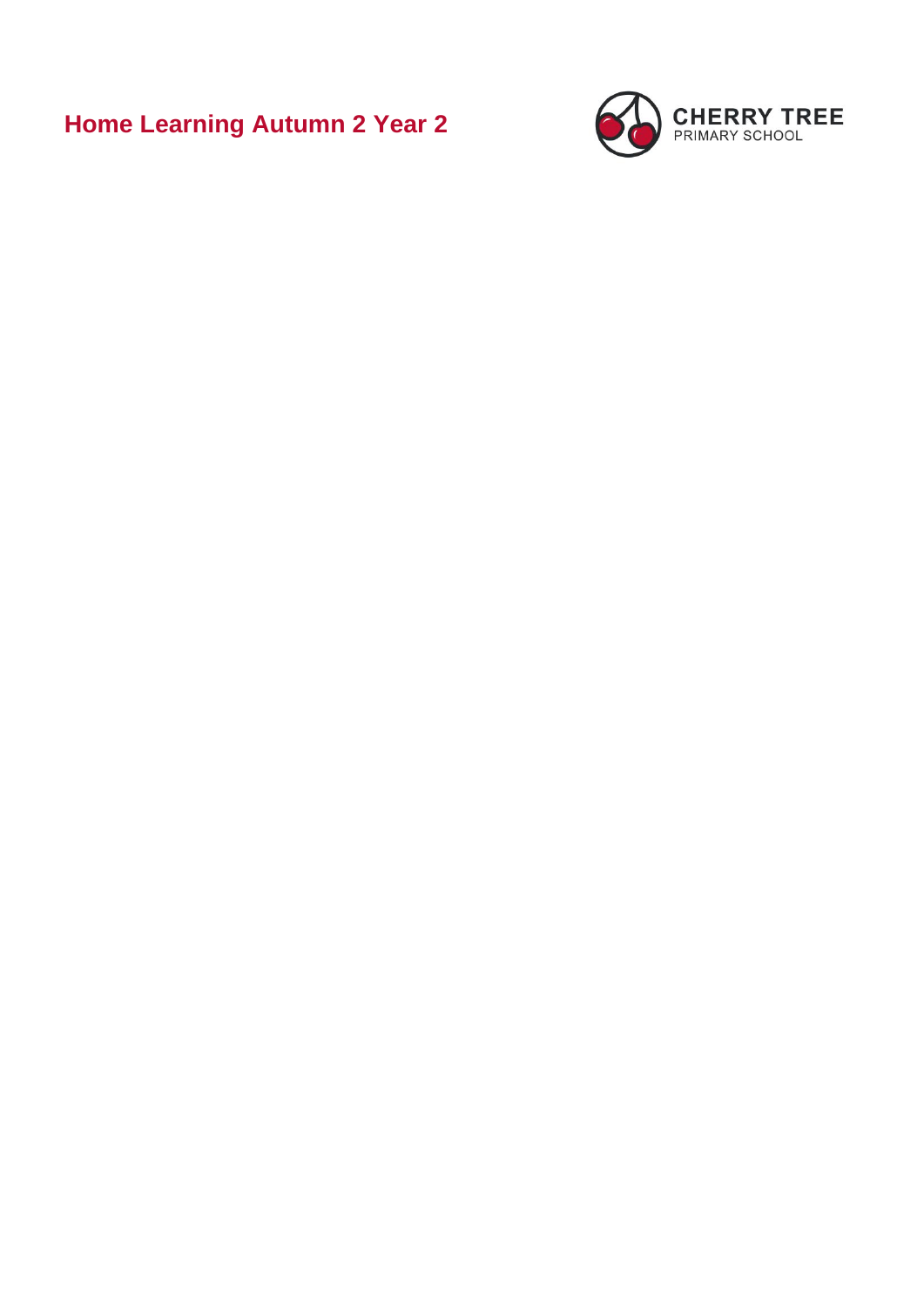# Home Learning Autumn 2 Year 2

CHERRY TREE
PRIMARY SCHOOL